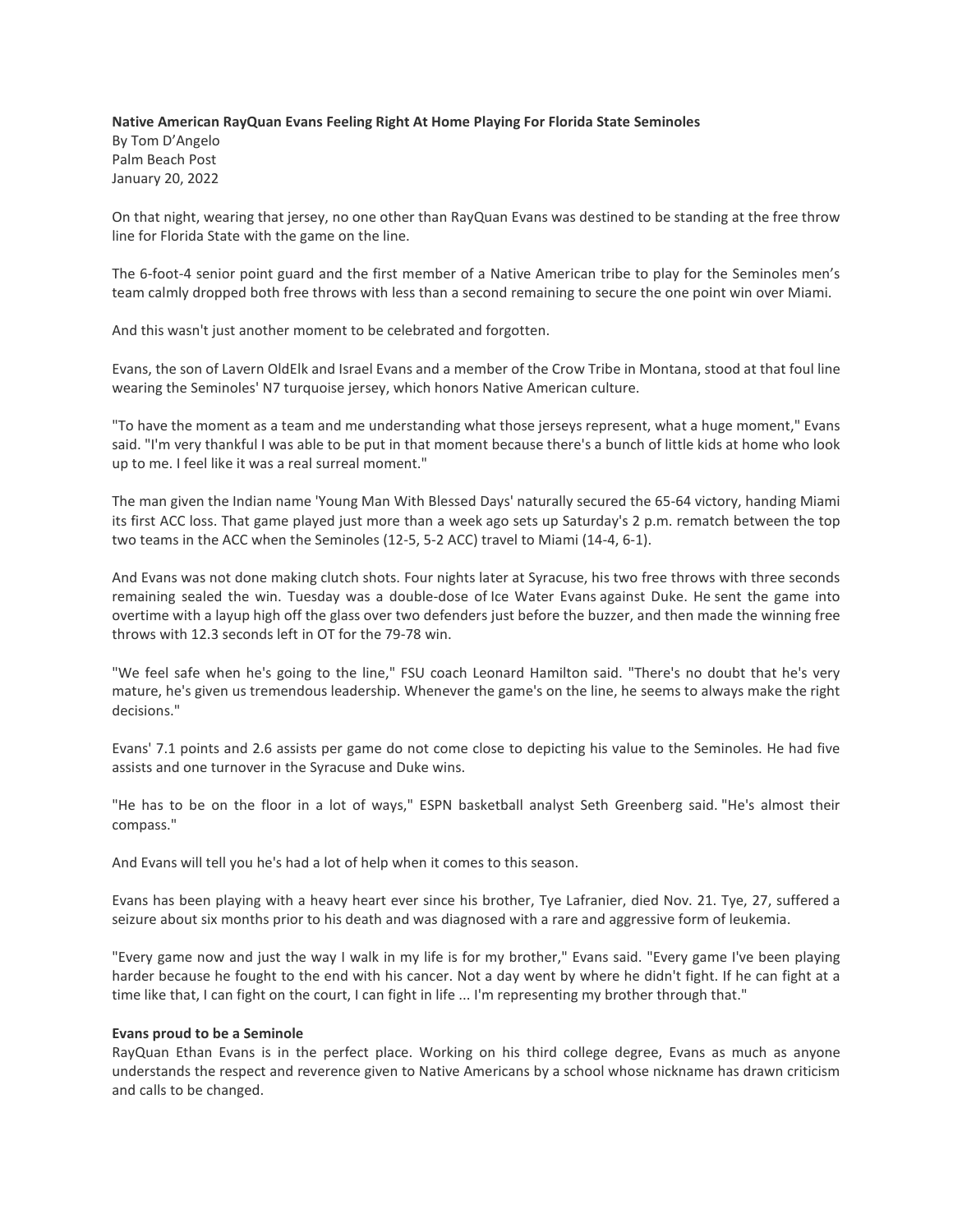**Native American RayQuan Evans Feeling Right At Home Playing For Florida State Seminoles**
By Tom D'Angelo
Palm Beach Post
January 20, 2022

On that night, wearing that jersey, no one other than RayQuan Evans was destined to be standing at the free throw line for Florida State with the game on the line.

The 6-foot-4 senior point guard and the first member of a Native American tribe to play for the Seminoles men's team calmly dropped both free throws with less than a second remaining to secure the one point win over Miami.

And this wasn't just another moment to be celebrated and forgotten.

Evans, the son of Lavern OldElk and Israel Evans and a member of the Crow Tribe in Montana, stood at that foul line wearing the Seminoles' N7 turquoise jersey, which honors Native American culture.

"To have the moment as a team and me understanding what those jerseys represent, what a huge moment," Evans said. "I'm very thankful I was able to be put in that moment because there's a bunch of little kids at home who look up to me. I feel like it was a real surreal moment."

The man given the Indian name 'Young Man With Blessed Days' naturally secured the 65-64 victory, handing Miami its first ACC loss. That game played just more than a week ago sets up Saturday's 2 p.m. rematch between the top two teams in the ACC when the Seminoles (12-5, 5-2 ACC) travel to Miami (14-4, 6-1).

And Evans was not done making clutch shots. Four nights later at Syracuse, his two free throws with three seconds remaining sealed the win. Tuesday was a double-dose of Ice Water Evans against Duke. He sent the game into overtime with a layup high off the glass over two defenders just before the buzzer, and then made the winning free throws with 12.3 seconds left in OT for the 79-78 win.

"We feel safe when he's going to the line," FSU coach Leonard Hamilton said. "There's no doubt that he's very mature, he's given us tremendous leadership. Whenever the game's on the line, he seems to always make the right decisions."

Evans' 7.1 points and 2.6 assists per game do not come close to depicting his value to the Seminoles. He had five assists and one turnover in the Syracuse and Duke wins.

"He has to be on the floor in a lot of ways," ESPN basketball analyst Seth Greenberg said. "He's almost their compass."

And Evans will tell you he's had a lot of help when it comes to this season.

Evans has been playing with a heavy heart ever since his brother, Tye Lafranier, died Nov. 21. Tye, 27, suffered a seizure about six months prior to his death and was diagnosed with a rare and aggressive form of leukemia.

"Every game now and just the way I walk in my life is for my brother," Evans said. "Every game I've been playing harder because he fought to the end with his cancer. Not a day went by where he didn't fight. If he can fight at a time like that, I can fight on the court, I can fight in life ... I'm representing my brother through that."

**Evans proud to be a Seminole**

RayQuan Ethan Evans is in the perfect place. Working on his third college degree, Evans as much as anyone understands the respect and reverence given to Native Americans by a school whose nickname has drawn criticism and calls to be changed.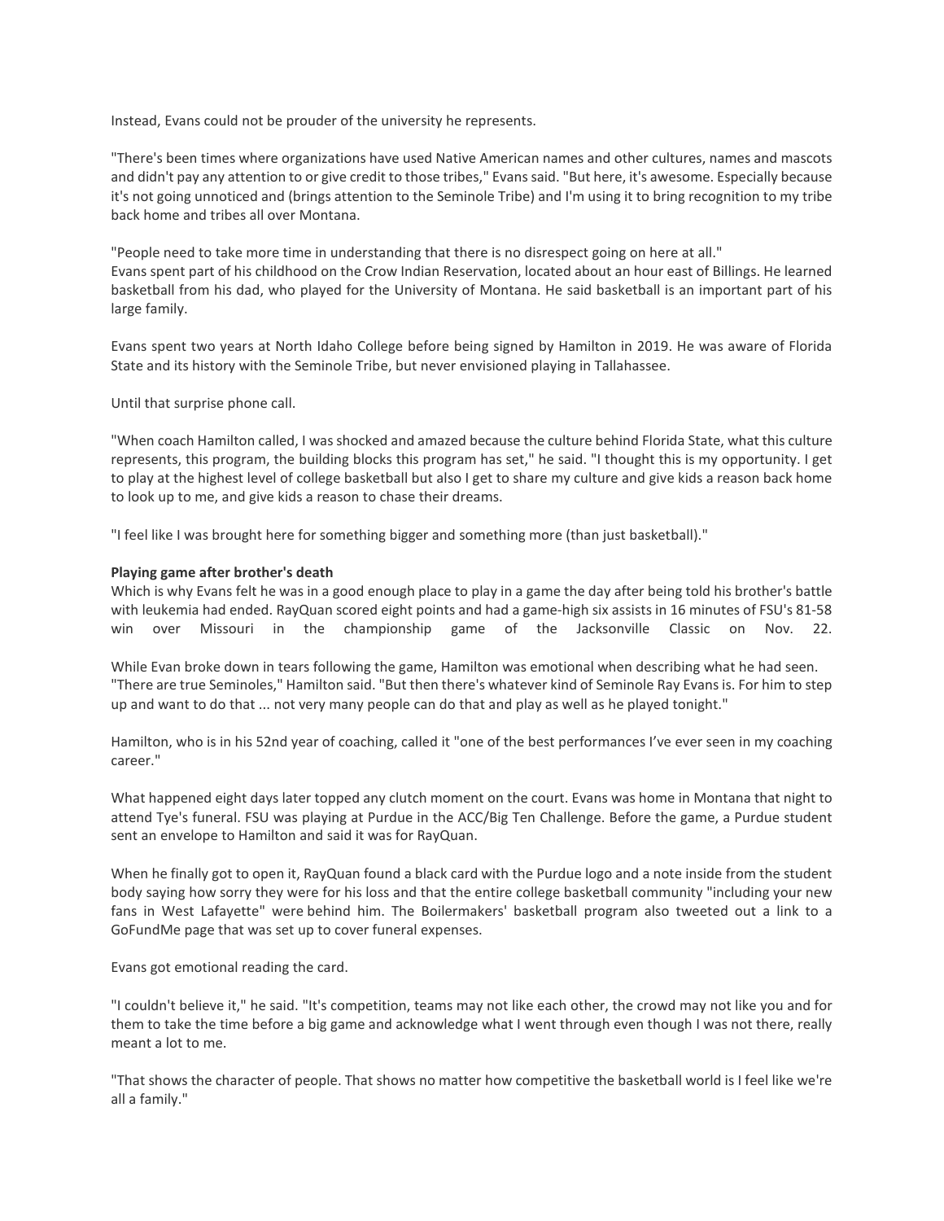Instead, Evans could not be prouder of the university he represents.

"There's been times where organizations have used Native American names and other cultures, names and mascots and didn't pay any attention to or give credit to those tribes," Evans said. "But here, it's awesome. Especially because it's not going unnoticed and (brings attention to the Seminole Tribe) and I'm using it to bring recognition to my tribe back home and tribes all over Montana.

"People need to take more time in understanding that there is no disrespect going on here at all."
Evans spent part of his childhood on the Crow Indian Reservation, located about an hour east of Billings. He learned basketball from his dad, who played for the University of Montana. He said basketball is an important part of his large family.

Evans spent two years at North Idaho College before being signed by Hamilton in 2019. He was aware of Florida State and its history with the Seminole Tribe, but never envisioned playing in Tallahassee.

Until that surprise phone call.

"When coach Hamilton called, I was shocked and amazed because the culture behind Florida State, what this culture represents, this program, the building blocks this program has set," he said. "I thought this is my opportunity. I get to play at the highest level of college basketball but also I get to share my culture and give kids a reason back home to look up to me, and give kids a reason to chase their dreams.

"I feel like I was brought here for something bigger and something more (than just basketball)."

**Playing game after brother's death**
Which is why Evans felt he was in a good enough place to play in a game the day after being told his brother's battle with leukemia had ended. RayQuan scored eight points and had a game-high six assists in 16 minutes of FSU's 81-58 win over Missouri in the championship game of the Jacksonville Classic on Nov. 22.

While Evan broke down in tears following the game, Hamilton was emotional when describing what he had seen. "There are true Seminoles," Hamilton said. "But then there's whatever kind of Seminole Ray Evans is. For him to step up and want to do that ... not very many people can do that and play as well as he played tonight."

Hamilton, who is in his 52nd year of coaching, called it "one of the best performances I've ever seen in my coaching career."

What happened eight days later topped any clutch moment on the court. Evans was home in Montana that night to attend Tye's funeral. FSU was playing at Purdue in the ACC/Big Ten Challenge. Before the game, a Purdue student sent an envelope to Hamilton and said it was for RayQuan.

When he finally got to open it, RayQuan found a black card with the Purdue logo and a note inside from the student body saying how sorry they were for his loss and that the entire college basketball community "including your new fans in West Lafayette" were behind him. The Boilermakers' basketball program also tweeted out a link to a GoFundMe page that was set up to cover funeral expenses.

Evans got emotional reading the card.

"I couldn't believe it," he said. "It's competition, teams may not like each other, the crowd may not like you and for them to take the time before a big game and acknowledge what I went through even though I was not there, really meant a lot to me.

"That shows the character of people. That shows no matter how competitive the basketball world is I feel like we're all a family."